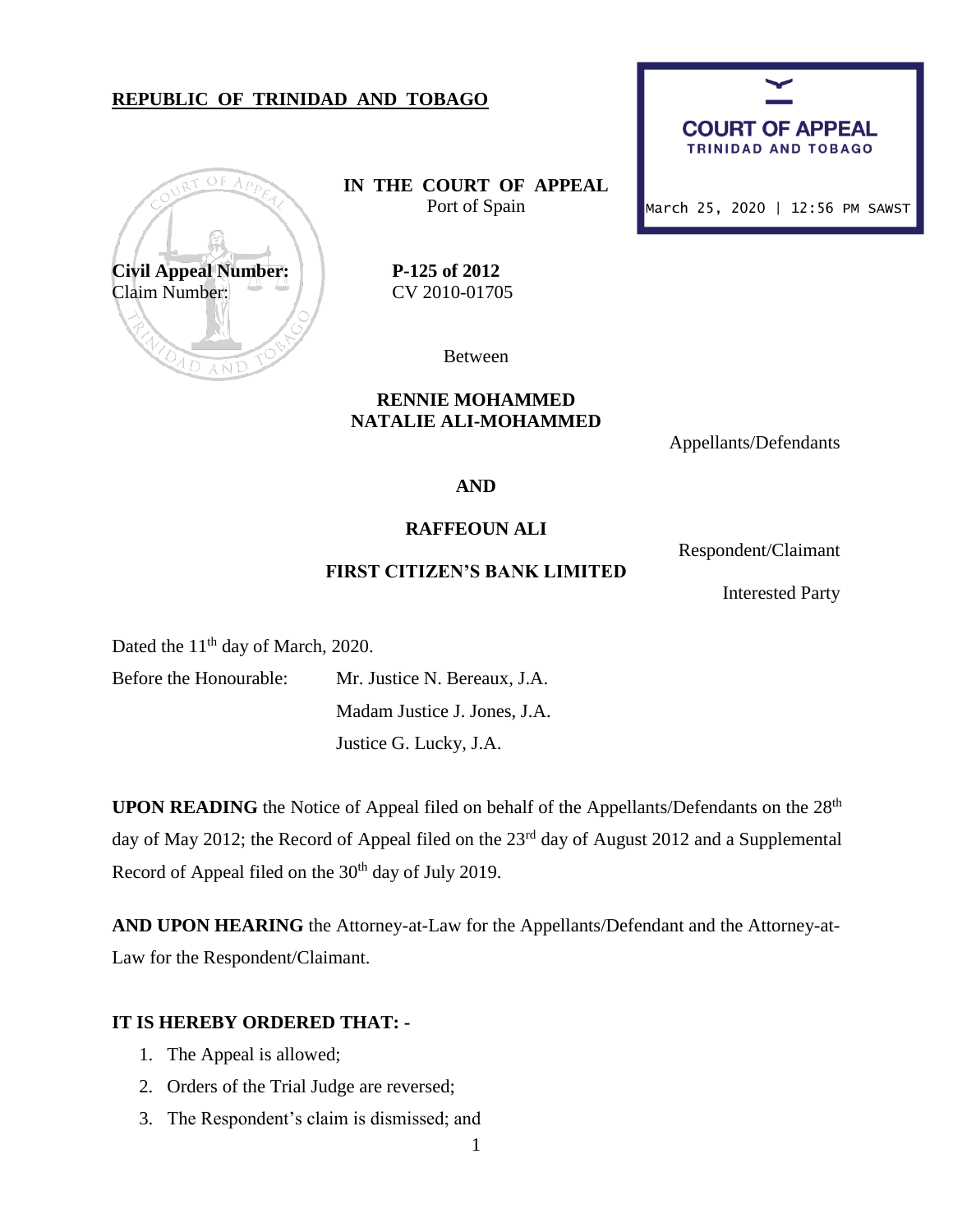**REPUBLIC OF TRINIDAD AND TOBAGO**

COURT OF APPEAL
TRINIDAD AND TOBAGO

March 25, 2020 | 12:56 PM SAWST

**IN THE COURT OF APPEAL**
Port of Spain

**Civil Appeal Number:** **P-125 of 2012**
Claim Number: CV 2010-01705

Between

**RENNIE MOHAMMED**
**NATALIE ALI-MOHAMMED**

Appellants/Defendants

**AND**

**RAFFEOUN ALI**

Respondent/Claimant

**FIRST CITIZEN'S BANK LIMITED**

Interested Party

Dated the 11th day of March, 2020.

Before the Honourable: Mr. Justice N. Bereaux, J.A.
Madam Justice J. Jones, J.A.
Justice G. Lucky, J.A.

**UPON READING** the Notice of Appeal filed on behalf of the Appellants/Defendants on the 28th day of May 2012; the Record of Appeal filed on the 23rd day of August 2012 and a Supplemental Record of Appeal filed on the 30th day of July 2019.

**AND UPON HEARING** the Attorney-at-Law for the Appellants/Defendant and the Attorney-at-Law for the Respondent/Claimant.

**IT IS HEREBY ORDERED THAT: -**

1. The Appeal is allowed;
2. Orders of the Trial Judge are reversed;
3. The Respondent's claim is dismissed; and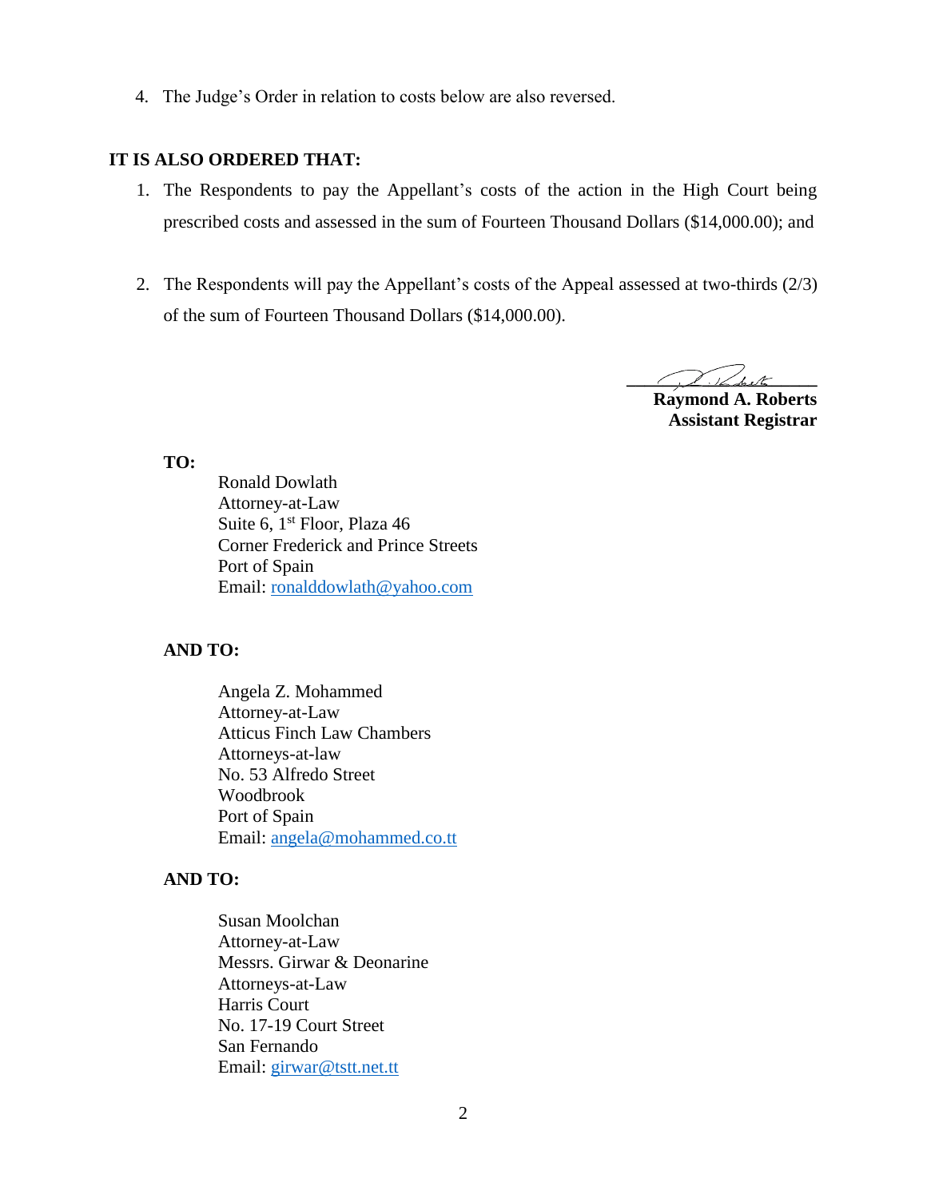4. The Judge's Order in relation to costs below are also reversed.

**IT IS ALSO ORDERED THAT:**

1. The Respondents to pay the Appellant's costs of the action in the High Court being prescribed costs and assessed in the sum of Fourteen Thousand Dollars ($14,000.00); and

2. The Respondents will pay the Appellant's costs of the Appeal assessed at two-thirds (2/3) of the sum of Fourteen Thousand Dollars ($14,000.00).

**Raymond A. Roberts**
**Assistant Registrar**

**TO:**

Ronald Dowlath
Attorney-at-Law
Suite 6, 1st Floor, Plaza 46
Corner Frederick and Prince Streets
Port of Spain
Email: ronalddowlath@yahoo.com

**AND TO:**

Angela Z. Mohammed
Attorney-at-Law
Atticus Finch Law Chambers
Attorneys-at-law
No. 53 Alfredo Street
Woodbrook
Port of Spain
Email: angela@mohammed.co.tt

**AND TO:**

Susan Moolchan
Attorney-at-Law
Messrs. Girwar & Deonarine
Attorneys-at-Law
Harris Court
No. 17-19 Court Street
San Fernando
Email: girwar@tstt.net.tt